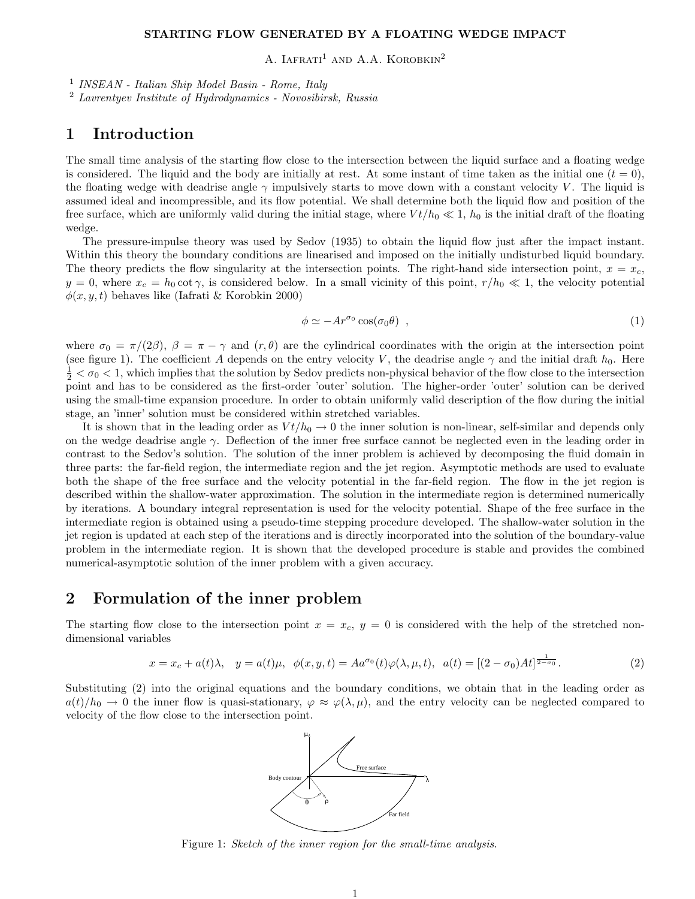**STARTING FLOW GENERATED BY A FLOATING WEDGE IMPACT**

A. Iafrati[1] and A.A. Korobkin[2]

[1] *INSEAN - Italian Ship Model Basin - Rome, Italy*
[2] *Lavrentyev Institute of Hydrodynamics - Novosibirsk, Russia*

# 1 Introduction

The small time analysis of the starting flow close to the intersection between the liquid surface and a floating wedge is considered. The liquid and the body are initially at rest. At some instant of time taken as the initial one ($t = 0$), the floating wedge with deadrise angle $\gamma$ impulsively starts to move down with a constant velocity $V$. The liquid is assumed ideal and incompressible, and its flow potential. We shall determine both the liquid flow and position of the free surface, which are uniformly valid during the initial stage, where $Vt/h_0 \ll 1$, $h_0$ is the initial draft of the floating wedge.

The pressure-impulse theory was used by Sedov (1935) to obtain the liquid flow just after the impact instant. Within this theory the boundary conditions are linearised and imposed on the initially undisturbed liquid boundary. The theory predicts the flow singularity at the intersection points. The right-hand side intersection point, $x = x_c$, $y = 0$, where $x_c = h_0 \cot\gamma$, is considered below. In a small vicinity of this point, $r/h_0 \ll 1$, the velocity potential $\phi(x, y, t)$ behaves like (Iafrati & Korobkin 2000)

$$\phi \simeq -Ar^{\sigma_0}\cos(\sigma_0\theta) \ , \tag{1}$$

where $\sigma_0 = \pi/(2\beta)$, $\beta = \pi - \gamma$ and $(r, \theta)$ are the cylindrical coordinates with the origin at the intersection point (see figure 1). The coefficient $A$ depends on the entry velocity $V$, the deadrise angle $\gamma$ and the initial draft $h_0$. Here $\frac{1}{2} < \sigma_0 < 1$, which implies that the solution by Sedov predicts non-physical behavior of the flow close to the intersection point and has to be considered as the first-order 'outer' solution. The higher-order 'outer' solution can be derived using the small-time expansion procedure. In order to obtain uniformly valid description of the flow during the initial stage, an 'inner' solution must be considered within stretched variables.

It is shown that in the leading order as $Vt/h_0 \to 0$ the inner solution is non-linear, self-similar and depends only on the wedge deadrise angle $\gamma$. Deflection of the inner free surface cannot be neglected even in the leading order in contrast to the Sedov's solution. The solution of the inner problem is achieved by decomposing the fluid domain in three parts: the far-field region, the intermediate region and the jet region. Asymptotic methods are used to evaluate both the shape of the free surface and the velocity potential in the far-field region. The flow in the jet region is described within the shallow-water approximation. The solution in the intermediate region is determined numerically by iterations. A boundary integral representation is used for the velocity potential. Shape of the free surface in the intermediate region is obtained using a pseudo-time stepping procedure developed. The shallow-water solution in the jet region is updated at each step of the iterations and is directly incorporated into the solution of the boundary-value problem in the intermediate region. It is shown that the developed procedure is stable and provides the combined numerical-asymptotic solution of the inner problem with a given accuracy.

# 2 Formulation of the inner problem

The starting flow close to the intersection point $x = x_c$, $y = 0$ is considered with the help of the stretched non-dimensional variables

$$x = x_c + a(t)\lambda, \quad y = a(t)\mu, \quad \phi(x, y, t) = Aa^{\sigma_0}(t)\varphi(\lambda, \mu, t), \quad a(t) = [(2 - \sigma_0)At]^{\frac{1}{2-\sigma_0}}. \tag{2}$$

Substituting (2) into the original equations and the boundary conditions, we obtain that in the leading order as $a(t)/h_0 \to 0$ the inner flow is quasi-stationary, $\varphi \approx \varphi(\lambda, \mu)$, and the entry velocity can be neglected compared to velocity of the flow close to the intersection point.

Figure 1: *Sketch of the inner region for the small-time analysis.*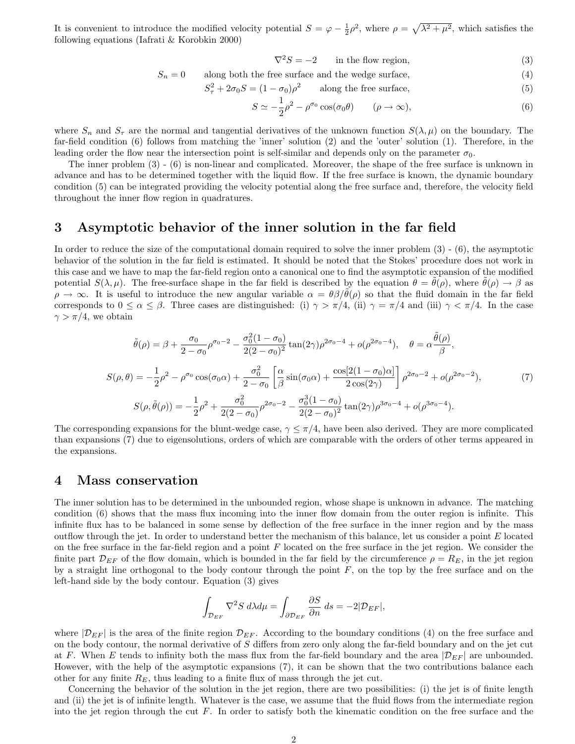It is convenient to introduce the modified velocity potential $S = \varphi - \frac{1}{2}\rho^2$, where $\rho = \sqrt{\lambda^2 + \mu^2}$, which satisfies the following equations (Iafrati & Korobkin 2000)

$$\nabla^2 S = -2 \qquad \text{in the flow region,} \tag{3}$$

$$S_n = 0 \qquad \text{along both the free surface and the wedge surface,} \tag{4}$$

$$S_\tau^2 + 2\sigma_0 S = (1 - \sigma_0)\rho^2 \qquad \text{along the free surface,} \tag{5}$$

$$S \simeq -\frac{1}{2}\rho^2 - \rho^{\sigma_0}\cos(\sigma_0\theta) \qquad (\rho \to \infty), \tag{6}$$

where $S_n$ and $S_\tau$ are the normal and tangential derivatives of the unknown function $S(\lambda, \mu)$ on the boundary. The far-field condition (6) follows from matching the 'inner' solution (2) and the 'outer' solution (1). Therefore, in the leading order the flow near the intersection point is self-similar and depends only on the parameter $\sigma_0$.

The inner problem (3) - (6) is non-linear and complicated. Moreover, the shape of the free surface is unknown in advance and has to be determined together with the liquid flow. If the free surface is known, the dynamic boundary condition (5) can be integrated providing the velocity potential along the free surface and, therefore, the velocity field throughout the inner flow region in quadratures.

# 3 Asymptotic behavior of the inner solution in the far field

In order to reduce the size of the computational domain required to solve the inner problem (3) - (6), the asymptotic behavior of the solution in the far field is estimated. It should be noted that the Stokes' procedure does not work in this case and we have to map the far-field region onto a canonical one to find the asymptotic expansion of the modified potential $S(\lambda, \mu)$. The free-surface shape in the far field is described by the equation $\theta = \tilde{\theta}(\rho)$, where $\tilde{\theta}(\rho) \to \beta$ as $\rho \to \infty$. It is useful to introduce the new angular variable $\alpha = \theta\beta/\tilde{\theta}(\rho)$ so that the fluid domain in the far field corresponds to $0 \le \alpha \le \beta$. Three cases are distinguished: (i) $\gamma > \pi/4$, (ii) $\gamma = \pi/4$ and (iii) $\gamma < \pi/4$. In the case $\gamma > \pi/4$, we obtain

$$\tilde{\theta}(\rho) = \beta + \frac{\sigma_0}{2 - \sigma_0}\rho^{\sigma_0 - 2} - \frac{\sigma_0^2(1 - \sigma_0)}{2(2 - \sigma_0)^2}\tan(2\gamma)\rho^{2\sigma_0 - 4} + o(\rho^{2\sigma_0 - 4}), \quad \theta = \alpha\frac{\tilde{\theta}(\rho)}{\beta},$$

$$S(\rho, \theta) = -\frac{1}{2}\rho^2 - \rho^{\sigma_0}\cos(\sigma_0\alpha) + \frac{\sigma_0^2}{2 - \sigma_0}\left[\frac{\alpha}{\beta}\sin(\sigma_0\alpha) + \frac{\cos[2(1 - \sigma_0)\alpha]}{2\cos(2\gamma)}\right]\rho^{2\sigma_0 - 2} + o(\rho^{2\sigma_0 - 2}), \tag{7}$$

$$S(\rho, \tilde{\theta}(\rho)) = -\frac{1}{2}\rho^2 + \frac{\sigma_0^2}{2(2 - \sigma_0)}\rho^{2\sigma_0 - 2} - \frac{\sigma_0^3(1 - \sigma_0)}{2(2 - \sigma_0)^2}\tan(2\gamma)\rho^{3\sigma_0 - 4} + o(\rho^{3\sigma_0 - 4}).$$

The corresponding expansions for the blunt-wedge case, $\gamma \le \pi/4$, have been also derived. They are more complicated than expansions (7) due to eigensolutions, orders of which are comparable with the orders of other terms appeared in the expansions.

# 4 Mass conservation

The inner solution has to be determined in the unbounded region, whose shape is unknown in advance. The matching condition (6) shows that the mass flux incoming into the inner flow domain from the outer region is infinite. This infinite flux has to be balanced in some sense by deflection of the free surface in the inner region and by the mass outflow through the jet. In order to understand better the mechanism of this balance, let us consider a point $E$ located on the free surface in the far-field region and a point $F$ located on the free surface in the jet region. We consider the finite part $\mathcal{D}_{EF}$ of the flow domain, which is bounded in the far field by the circumference $\rho = R_E$, in the jet region by a straight line orthogonal to the body contour through the point $F$, on the top by the free surface and on the left-hand side by the body contour. Equation (3) gives

$$\int_{\mathcal{D}_{EF}} \nabla^2 S \, d\lambda d\mu = \int_{\partial\mathcal{D}_{EF}} \frac{\partial S}{\partial n}\, ds = -2|\mathcal{D}_{EF}|,$$

where $|\mathcal{D}_{EF}|$ is the area of the finite region $\mathcal{D}_{EF}$. According to the boundary conditions (4) on the free surface and on the body contour, the normal derivative of $S$ differs from zero only along the far-field boundary and on the jet cut at $F$. When $E$ tends to infinity both the mass flux from the far-field boundary and the area $|\mathcal{D}_{EF}|$ are unbounded. However, with the help of the asymptotic expansions (7), it can be shown that the two contributions balance each other for any finite $R_E$, thus leading to a finite flux of mass through the jet cut.

Concerning the behavior of the solution in the jet region, there are two possibilities: (i) the jet is of finite length and (ii) the jet is of infinite length. Whatever is the case, we assume that the fluid flows from the intermediate region into the jet region through the cut $F$. In order to satisfy both the kinematic condition on the free surface and the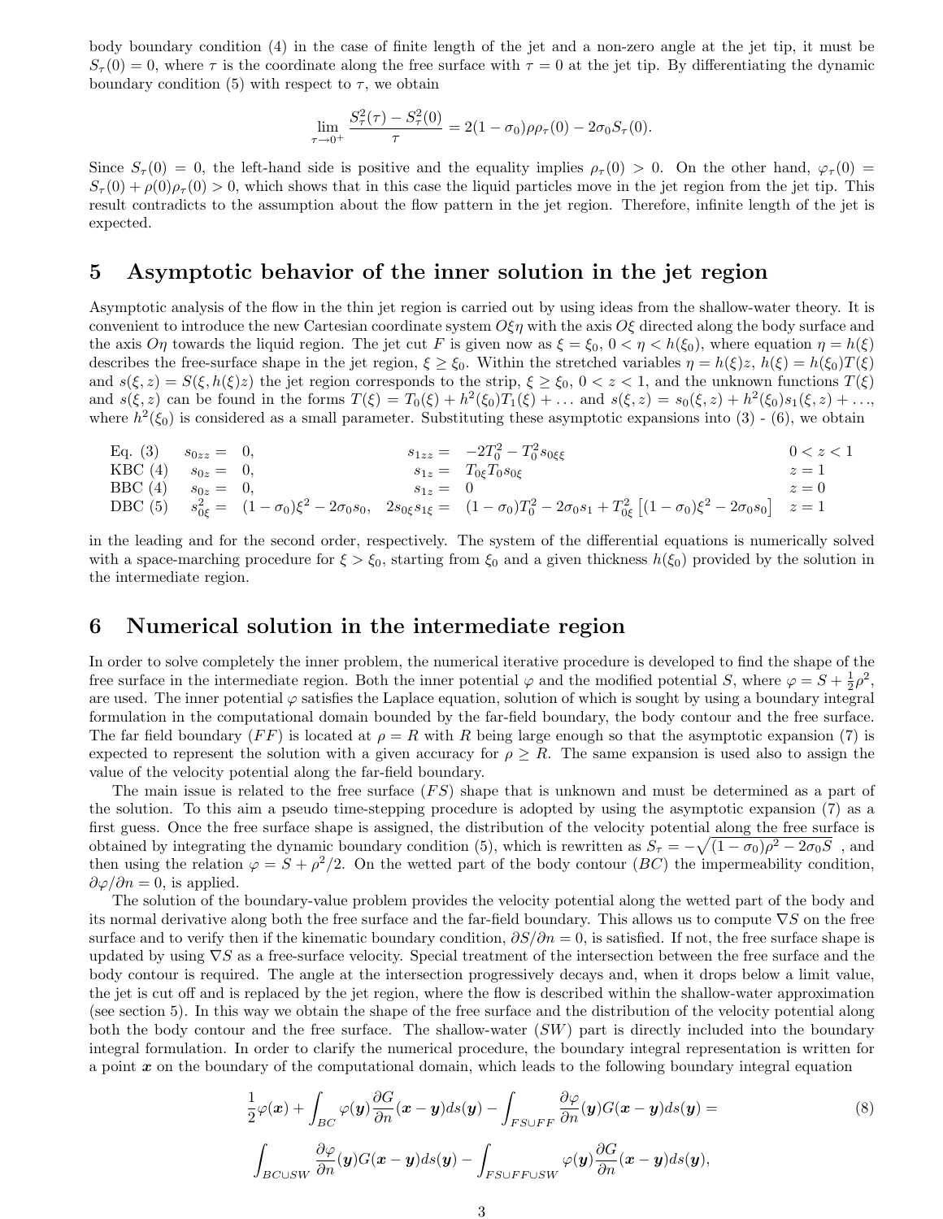body boundary condition (4) in the case of finite length of the jet and a non-zero angle at the jet tip, it must be $S_\tau(0) = 0$, where $\tau$ is the coordinate along the free surface with $\tau = 0$ at the jet tip. By differentiating the dynamic boundary condition (5) with respect to $\tau$, we obtain

$$\lim_{\tau \to 0^+} \frac{S_\tau^2(\tau) - S_\tau^2(0)}{\tau} = 2(1-\sigma_0)\rho\rho_\tau(0) - 2\sigma_0 S_\tau(0).$$

Since $S_\tau(0) = 0$, the left-hand side is positive and the equality implies $\rho_\tau(0) > 0$. On the other hand, $\varphi_\tau(0) = S_\tau(0) + \rho(0)\rho_\tau(0) > 0$, which shows that in this case the liquid particles move in the jet region from the jet tip. This result contradicts to the assumption about the flow pattern in the jet region. Therefore, infinite length of the jet is expected.

## 5 Asymptotic behavior of the inner solution in the jet region

Asymptotic analysis of the flow in the thin jet region is carried out by using ideas from the shallow-water theory. It is convenient to introduce the new Cartesian coordinate system $O\xi\eta$ with the axis $O\xi$ directed along the body surface and the axis $O\eta$ towards the liquid region. The jet cut $F$ is given now as $\xi = \xi_0$, $0 < \eta < h(\xi_0)$, where equation $\eta = h(\xi)$ describes the free-surface shape in the jet region, $\xi \geq \xi_0$. Within the stretched variables $\eta = h(\xi)z$, $h(\xi) = h(\xi_0)T(\xi)$ and $s(\xi, z) = S(\xi, h(\xi)z)$ the jet region corresponds to the strip, $\xi \geq \xi_0$, $0 < z < 1$, and the unknown functions $T(\xi)$ and $s(\xi, z)$ can be found in the forms $T(\xi) = T_0(\xi) + h^2(\xi_0)T_1(\xi) + \ldots$ and $s(\xi, z) = s_0(\xi, z) + h^2(\xi_0)s_1(\xi, z) + \ldots$, where $h^2(\xi_0)$ is considered as a small parameter. Substituting these asymptotic expansions into (3) - (6), we obtain

| | | | |
|---|---|---|---|
| Eq. (3) | $s_{0zz} = 0,$ | $s_{1zz} = -2T_0^2 - T_0^2 s_{0\xi\xi}$ | $0 < z < 1$ |
| KBC (4) | $s_{0z} = 0,$ | $s_{1z} = T_{0\xi}T_0 s_{0\xi}$ | $z = 1$ |
| BBC (4) | $s_{0z} = 0,$ | $s_{1z} = 0$ | $z = 0$ |
| DBC (5) | $s_{0\xi}^2 = (1-\sigma_0)\xi^2 - 2\sigma_0 s_0,$ | $2s_{0\xi}s_{1\xi} = (1-\sigma_0)T_0^2 - 2\sigma_0 s_1 + T_{0\xi}^2\left[(1-\sigma_0)\xi^2 - 2\sigma_0 s_0\right]$ | $z = 1$ |

in the leading and for the second order, respectively. The system of the differential equations is numerically solved with a space-marching procedure for $\xi > \xi_0$, starting from $\xi_0$ and a given thickness $h(\xi_0)$ provided by the solution in the intermediate region.

## 6 Numerical solution in the intermediate region

In order to solve completely the inner problem, the numerical iterative procedure is developed to find the shape of the free surface in the intermediate region. Both the inner potential $\varphi$ and the modified potential $S$, where $\varphi = S + \frac{1}{2}\rho^2$, are used. The inner potential $\varphi$ satisfies the Laplace equation, solution of which is sought by using a boundary integral formulation in the computational domain bounded by the far-field boundary, the body contour and the free surface. The far field boundary ($FF$) is located at $\rho = R$ with $R$ being large enough so that the asymptotic expansion (7) is expected to represent the solution with a given accuracy for $\rho \geq R$. The same expansion is used also to assign the value of the velocity potential along the far-field boundary.

The main issue is related to the free surface ($FS$) shape that is unknown and must be determined as a part of the solution. To this aim a pseudo time-stepping procedure is adopted by using the asymptotic expansion (7) as a first guess. Once the free surface shape is assigned, the distribution of the velocity potential along the free surface is obtained by integrating the dynamic boundary condition (5), which is rewritten as $S_\tau = -\sqrt{(1-\sigma_0)\rho^2 - 2\sigma_0 S}$ , and then using the relation $\varphi = S + \rho^2/2$. On the wetted part of the body contour ($BC$) the impermeability condition, $\partial\varphi/\partial n = 0$, is applied.

The solution of the boundary-value problem provides the velocity potential along the wetted part of the body and its normal derivative along both the free surface and the far-field boundary. This allows us to compute $\nabla S$ on the free surface and to verify then if the kinematic boundary condition, $\partial S/\partial n = 0$, is satisfied. If not, the free surface shape is updated by using $\nabla S$ as a free-surface velocity. Special treatment of the intersection between the free surface and the body contour is required. The angle at the intersection progressively decays and, when it drops below a limit value, the jet is cut off and is replaced by the jet region, where the flow is described within the shallow-water approximation (see section 5). In this way we obtain the shape of the free surface and the distribution of the velocity potential along both the body contour and the free surface. The shallow-water ($SW$) part is directly included into the boundary integral formulation. In order to clarify the numerical procedure, the boundary integral representation is written for a point $\boldsymbol{x}$ on the boundary of the computational domain, which leads to the following boundary integral equation

$$\frac{1}{2}\varphi(\boldsymbol{x}) + \int_{BC} \varphi(\boldsymbol{y})\frac{\partial G}{\partial n}(\boldsymbol{x}-\boldsymbol{y})ds(\boldsymbol{y}) - \int_{FS\cup FF} \frac{\partial \varphi}{\partial n}(\boldsymbol{y})G(\boldsymbol{x}-\boldsymbol{y})ds(\boldsymbol{y}) = \tag{8}$$

$$\int_{BC\cup SW} \frac{\partial \varphi}{\partial n}(\boldsymbol{y})G(\boldsymbol{x}-\boldsymbol{y})ds(\boldsymbol{y}) - \int_{FS\cup FF\cup SW} \varphi(\boldsymbol{y})\frac{\partial G}{\partial n}(\boldsymbol{x}-\boldsymbol{y})ds(\boldsymbol{y}),$$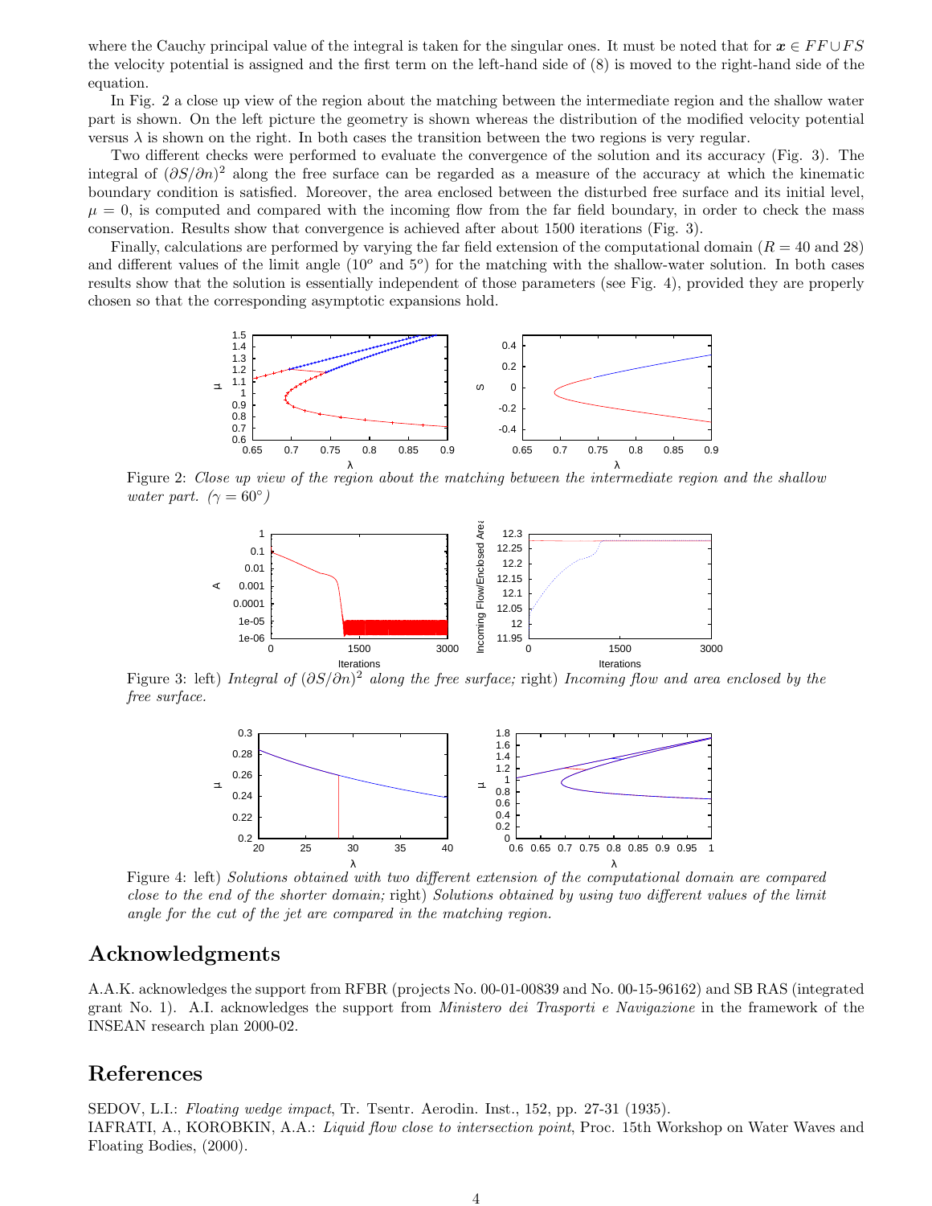where the Cauchy principal value of the integral is taken for the singular ones. It must be noted that for $\boldsymbol{x} \in FF \cup FS$ the velocity potential is assigned and the first term on the left-hand side of (8) is moved to the right-hand side of the equation.

In Fig. 2 a close up view of the region about the matching between the intermediate region and the shallow water part is shown. On the left picture the geometry is shown whereas the distribution of the modified velocity potential versus $\lambda$ is shown on the right. In both cases the transition between the two regions is very regular.

Two different checks were performed to evaluate the convergence of the solution and its accuracy (Fig. 3). The integral of $(\partial S/\partial n)^2$ along the free surface can be regarded as a measure of the accuracy at which the kinematic boundary condition is satisfied. Moreover, the area enclosed between the disturbed free surface and its initial level, $\mu = 0$, is computed and compared with the incoming flow from the far field boundary, in order to check the mass conservation. Results show that convergence is achieved after about 1500 iterations (Fig. 3).

Finally, calculations are performed by varying the far field extension of the computational domain ($R = 40$ and 28) and different values of the limit angle ($10^o$ and $5^o$) for the matching with the shallow-water solution. In both cases results show that the solution is essentially independent of those parameters (see Fig. 4), provided they are properly chosen so that the corresponding asymptotic expansions hold.

μ
1.5
1.4
1.3
1.2
1.1
1
0.9
0.8
0.7
0.6
0.65 0.7 0.75 0.8 0.85 0.9
λ

S
0.4
0.2
0
-0.2
-0.4
0.65 0.7 0.75 0.8 0.85 0.9
λ

Figure 2: *Close up view of the region about the matching between the intermediate region and the shallow water part.* *($\gamma = 60^\circ$)*

A
1
0.1
0.01
0.001
0.0001
1e-05
1e-06
0 1500 3000
Iterations

Incoming Flow/Enclosed Area
12.3
12.25
12.2
12.15
12.1
12.05
12
11.95
0 1500 3000
Iterations

Figure 3: left) *Integral of $(\partial S/\partial n)^2$ along the free surface;* right) *Incoming flow and area enclosed by the free surface.*

μ
0.3
0.28
0.26
0.24
0.22
0.2
20 25 30 35 40
λ

μ
1.8
1.6
1.4
1.2
1
0.8
0.6
0.4
0.2
0
0.6 0.65 0.7 0.75 0.8 0.85 0.9 0.95 1
λ

Figure 4: left) *Solutions obtained with two different extension of the computational domain are compared close to the end of the shorter domain;* right) *Solutions obtained by using two different values of the limit angle for the cut of the jet are compared in the matching region.*

## Acknowledgments

A.A.K. acknowledges the support from RFBR (projects No. 00-01-00839 and No. 00-15-96162) and SB RAS (integrated grant No. 1). A.I. acknowledges the support from *Ministero dei Trasporti e Navigazione* in the framework of the INSEAN research plan 2000-02.

## References

SEDOV, L.I.: *Floating wedge impact*, Tr. Tsentr. Aerodin. Inst., 152, pp. 27-31 (1935).
IAFRATI, A., KOROBKIN, A.A.: *Liquid flow close to intersection point*, Proc. 15th Workshop on Water Waves and Floating Bodies, (2000).